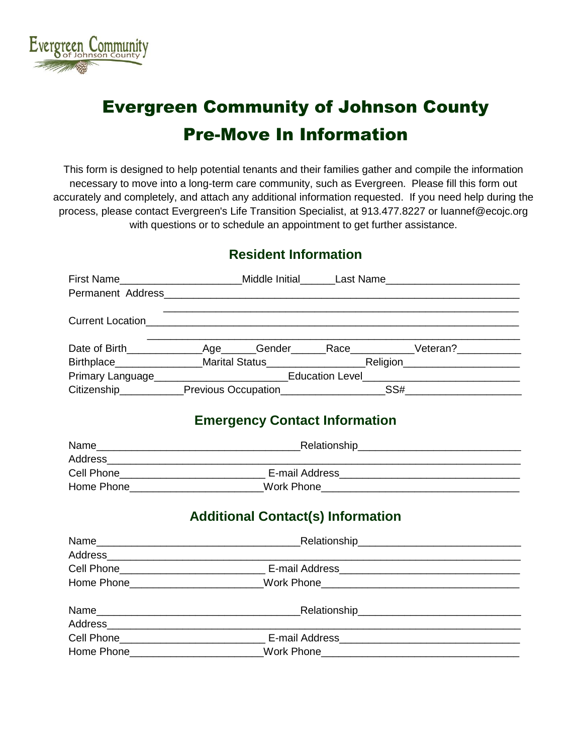Evergreen Community of Johnson County

# Evergreen Community of Johnson County
# Pre-Move In Information

This form is designed to help potential tenants and their families gather and compile the information necessary to move into a long-term care community, such as Evergreen. Please fill this form out accurately and completely, and attach any additional information requested. If you need help during the process, please contact Evergreen's Life Transition Specialist, at 913.477.8227 or luannef@ecojc.org with questions or to schedule an appointment to get further assistance.

## Resident Information

First Name____________________Middle Initial______Last Name______________________

Permanent Address_______________________________________________________________

_______________________________________________________________

Current Location________________________________________________________________

_______________________________________________________________

Date of Birth____________Age______Gender______Race__________Veteran?__________

Birthplace______________Marital Status________________Religion___________________

Primary Language______________________Education Level_________________________

Citizenship__________Previous Occupation________________SS#___________________

## Emergency Contact Information

Name__________________________________Relationship___________________________

Address_________________________________________________________________________

Cell Phone________________________ E-mail Address______________________________

Home Phone______________________Work Phone_________________________________

## Additional Contact(s) Information

Name__________________________________Relationship___________________________

Address_________________________________________________________________________

Cell Phone________________________ E-mail Address______________________________

Home Phone______________________Work Phone_________________________________

Name__________________________________Relationship___________________________

Address_________________________________________________________________________

Cell Phone________________________ E-mail Address______________________________

Home Phone______________________Work Phone_________________________________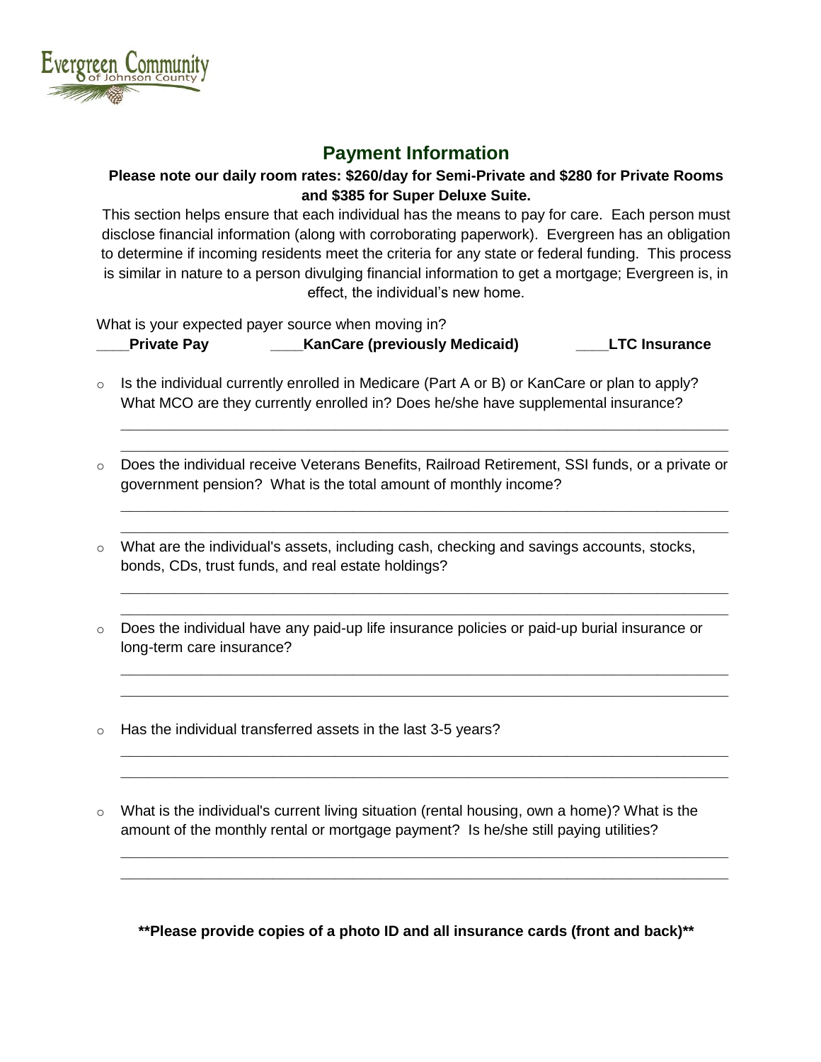## Payment Information

**Please note our daily room rates: $260/day for Semi-Private and $280 for Private Rooms and $385 for Super Deluxe Suite.**

This section helps ensure that each individual has the means to pay for care. Each person must disclose financial information (along with corroborating paperwork). Evergreen has an obligation to determine if incoming residents meet the criteria for any state or federal funding. This process is similar in nature to a person divulging financial information to get a mortgage; Evergreen is, in effect, the individual's new home.

What is your expected payer source when moving in?

____**Private Pay** ____**KanCare (previously Medicaid)** ____**LTC Insurance**

- Is the individual currently enrolled in Medicare (Part A or B) or KanCare or plan to apply? What MCO are they currently enrolled in? Does he/she have supplemental insurance?

  ______________________________________________________________________________
  ______________________________________________________________________________

- Does the individual receive Veterans Benefits, Railroad Retirement, SSI funds, or a private or government pension? What is the total amount of monthly income?

  ______________________________________________________________________________
  ______________________________________________________________________________

- What are the individual's assets, including cash, checking and savings accounts, stocks, bonds, CDs, trust funds, and real estate holdings?

  ______________________________________________________________________________
  ______________________________________________________________________________

- Does the individual have any paid-up life insurance policies or paid-up burial insurance or long-term care insurance?

  ______________________________________________________________________________
  ______________________________________________________________________________

- Has the individual transferred assets in the last 3-5 years?

  ______________________________________________________________________________
  ______________________________________________________________________________

- What is the individual's current living situation (rental housing, own a home)? What is the amount of the monthly rental or mortgage payment? Is he/she still paying utilities?

  ______________________________________________________________________________
  ______________________________________________________________________________

**\*\*Please provide copies of a photo ID and all insurance cards (front and back)\*\***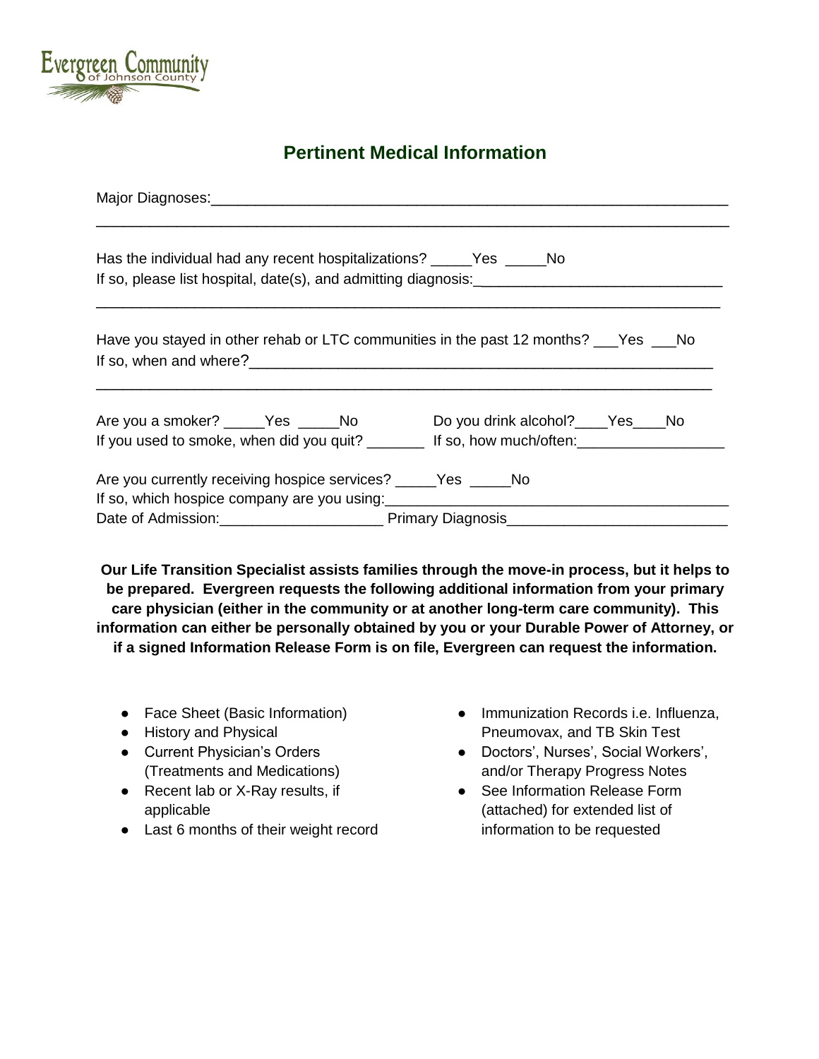# Pertinent Medical Information

Major Diagnoses:_______________________________________________________________
___________________________________________________________________________

Has the individual had any recent hospitalizations? _____Yes _____No
If so, please list hospital, date(s), and admitting diagnosis:______________________________
___________________________________________________________________________

Have you stayed in other rehab or LTC communities in the past 12 months? ___Yes ___No
If so, when and where?__________________________________________________________
___________________________________________________________________________

Are you a smoker? _____Yes _____No
If you used to smoke, when did you quit? _______

Do you drink alcohol?____Yes____No
If so, how much/often:__________________

Are you currently receiving hospice services? _____Yes _____No
If so, which hospice company are you using:__________________________________________
Date of Admission:____________________ Primary Diagnosis___________________________

**Our Life Transition Specialist assists families through the move-in process, but it helps to be prepared. Evergreen requests the following additional information from your primary care physician (either in the community or at another long-term care community). This information can either be personally obtained by you or your Durable Power of Attorney, or if a signed Information Release Form is on file, Evergreen can request the information.**

- Face Sheet (Basic Information)
- History and Physical
- Current Physician's Orders (Treatments and Medications)
- Recent lab or X-Ray results, if applicable
- Last 6 months of their weight record
- Immunization Records i.e. Influenza, Pneumovax, and TB Skin Test
- Doctors', Nurses', Social Workers', and/or Therapy Progress Notes
- See Information Release Form (attached) for extended list of information to be requested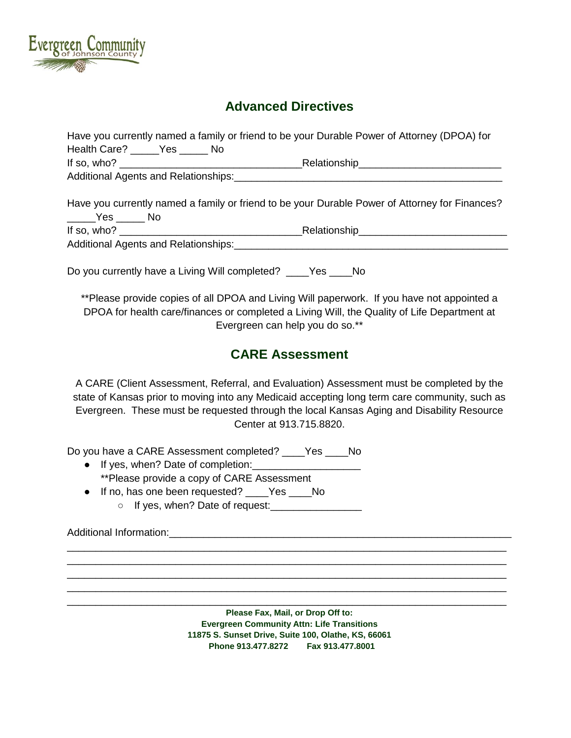Evergreen Community of Johnson County

## Advanced Directives

Have you currently named a family or friend to be your Durable Power of Attorney (DPOA) for Health Care? _____Yes _____ No

If so, who? ________________________________Relationship________________________

Additional Agents and Relationships:_______________________________________________

Have you currently named a family or friend to be your Durable Power of Attorney for Finances? _____Yes _____ No

If so, who? ________________________________Relationship__________________________

Additional Agents and Relationships:_________________________________________________

Do you currently have a Living Will completed? ____Yes ____No

**Please provide copies of all DPOA and Living Will paperwork. If you have not appointed a DPOA for health care/finances or completed a Living Will, the Quality of Life Department at Evergreen can help you do so.**

## CARE Assessment

A CARE (Client Assessment, Referral, and Evaluation) Assessment must be completed by the state of Kansas prior to moving into any Medicaid accepting long term care community, such as Evergreen. These must be requested through the local Kansas Aging and Disability Resource Center at 913.715.8820.

Do you have a CARE Assessment completed? ____Yes ____No

- If yes, when? Date of completion:__________________
  **Please provide a copy of CARE Assessment
- If no, has one been requested? ____Yes ____No
  - If yes, when? Date of request:________________

Additional Information:_____________________________________________________________
_____________________________________________________________________________
_____________________________________________________________________________
_____________________________________________________________________________
_____________________________________________________________________________
_____________________________________________________________________________

**Please Fax, Mail, or Drop Off to:**
**Evergreen Community Attn: Life Transitions**
**11875 S. Sunset Drive, Suite 100, Olathe, KS, 66061**
**Phone 913.477.8272 Fax 913.477.8001**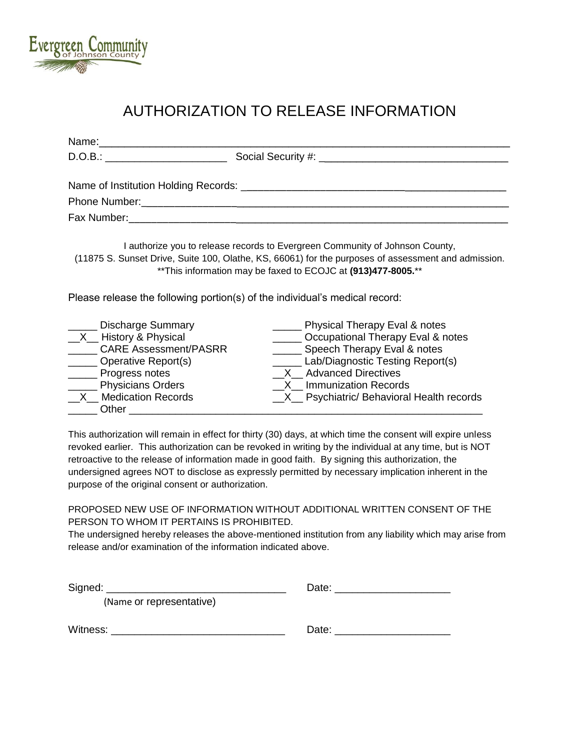Evergreen Community of Johnson County

# AUTHORIZATION TO RELEASE INFORMATION

Name:_______________________________________________________________

D.O.B.: ____________________ Social Security #: ______________________________

Name of Institution Holding Records: __________________________________________

Phone Number:______________________________________________________________

Fax Number:________________________________________________________________

I authorize you to release records to Evergreen Community of Johnson County, (11875 S. Sunset Drive, Suite 100, Olathe, KS, 66061) for the purposes of assessment and admission. **This information may be faxed to ECOJC at **(913)477-8005.****

Please release the following portion(s) of the individual's medical record:

| | |
|---|---|
| _____ Discharge Summary | _____ Physical Therapy Eval & notes |
| __X__ History & Physical | _____ Occupational Therapy Eval & notes |
| _____ CARE Assessment/PASRR | _____ Speech Therapy Eval & notes |
| _____ Operative Report(s) | _____ Lab/Diagnostic Testing Report(s) |
| _____ Progress notes | __X__ Advanced Directives |
| _____ Physicians Orders | __X__ Immunization Records |
| __X__ Medication Records | __X__ Psychiatric/ Behavioral Health records |

_____ Other ___________________________________________________________

This authorization will remain in effect for thirty (30) days, at which time the consent will expire unless revoked earlier. This authorization can be revoked in writing by the individual at any time, but is NOT retroactive to the release of information made in good faith. By signing this authorization, the undersigned agrees NOT to disclose as expressly permitted by necessary implication inherent in the purpose of the original consent or authorization.

PROPOSED NEW USE OF INFORMATION WITHOUT ADDITIONAL WRITTEN CONSENT OF THE PERSON TO WHOM IT PERTAINS IS PROHIBITED.

The undersigned hereby releases the above-mentioned institution from any liability which may arise from release and/or examination of the information indicated above.

Signed: ______________________________ Date: ___________________

(Name or representative)

Witness: _____________________________ Date: ___________________